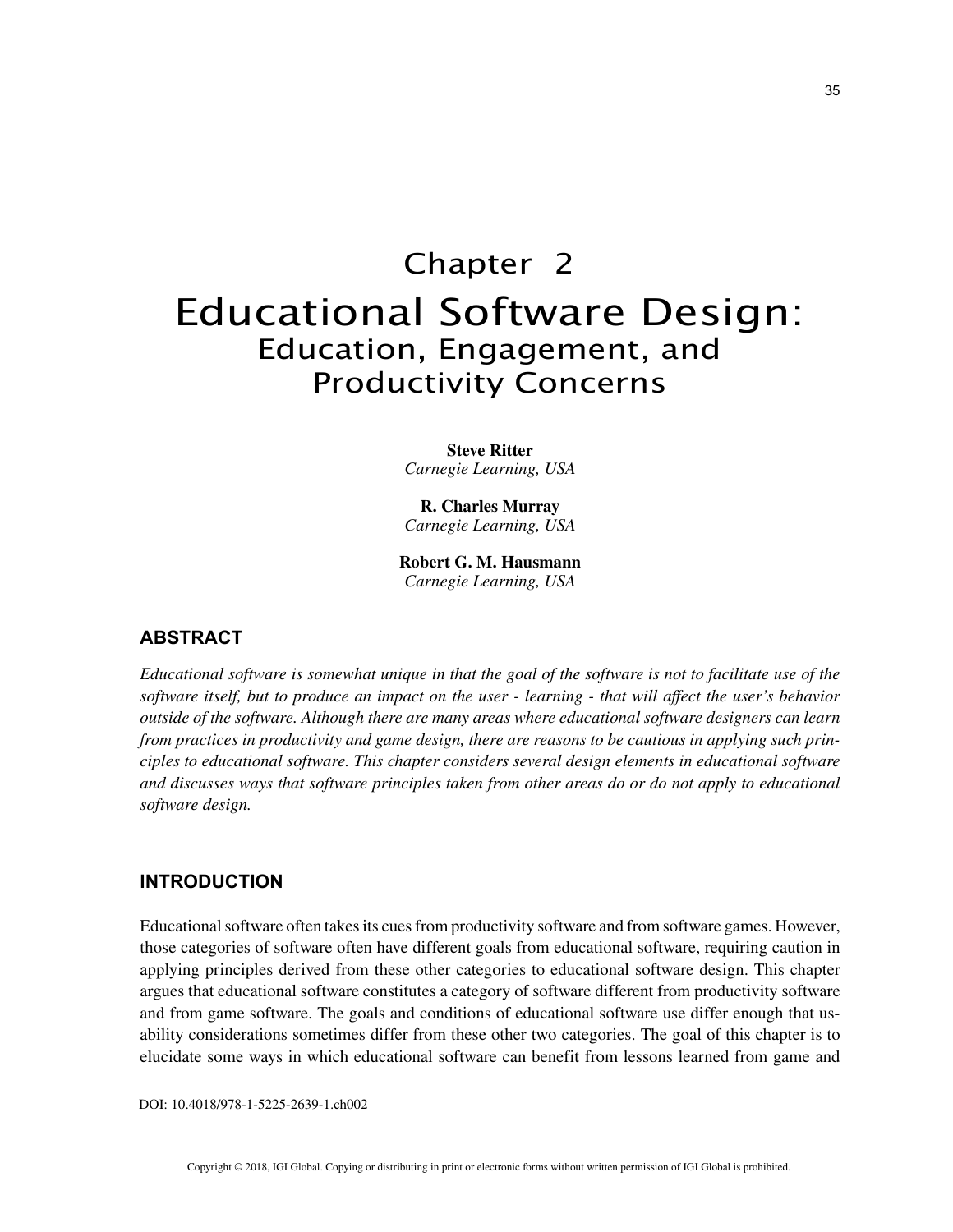# Chapter 2
# Educational Software Design:
## Education, Engagement, and Productivity Concerns

**Steve Ritter**
*Carnegie Learning, USA*

**R. Charles Murray**
*Carnegie Learning, USA*

**Robert G. M. Hausmann**
*Carnegie Learning, USA*

## ABSTRACT

*Educational software is somewhat unique in that the goal of the software is not to facilitate use of the software itself, but to produce an impact on the user - learning - that will affect the user's behavior outside of the software. Although there are many areas where educational software designers can learn from practices in productivity and game design, there are reasons to be cautious in applying such principles to educational software. This chapter considers several design elements in educational software and discusses ways that software principles taken from other areas do or do not apply to educational software design.*

## INTRODUCTION

Educational software often takes its cues from productivity software and from software games. However, those categories of software often have different goals from educational software, requiring caution in applying principles derived from these other categories to educational software design. This chapter argues that educational software constitutes a category of software different from productivity software and from game software. The goals and conditions of educational software use differ enough that usability considerations sometimes differ from these other two categories. The goal of this chapter is to elucidate some ways in which educational software can benefit from lessons learned from game and

DOI: 10.4018/978-1-5225-2639-1.ch002

Copyright © 2018, IGI Global. Copying or distributing in print or electronic forms without written permission of IGI Global is prohibited.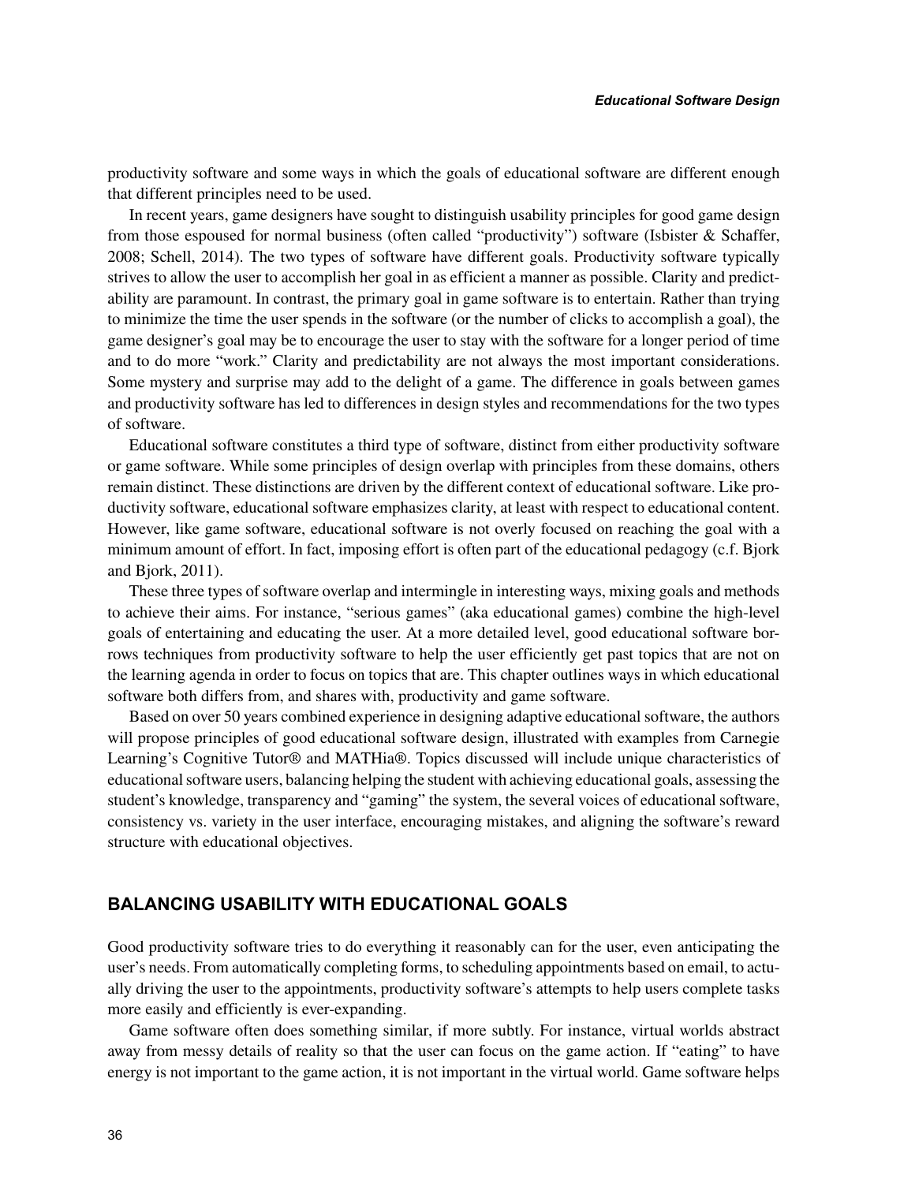productivity software and some ways in which the goals of educational software are different enough that different principles need to be used.

In recent years, game designers have sought to distinguish usability principles for good game design from those espoused for normal business (often called "productivity") software (Isbister & Schaffer, 2008; Schell, 2014). The two types of software have different goals. Productivity software typically strives to allow the user to accomplish her goal in as efficient a manner as possible. Clarity and predictability are paramount. In contrast, the primary goal in game software is to entertain. Rather than trying to minimize the time the user spends in the software (or the number of clicks to accomplish a goal), the game designer's goal may be to encourage the user to stay with the software for a longer period of time and to do more "work." Clarity and predictability are not always the most important considerations. Some mystery and surprise may add to the delight of a game. The difference in goals between games and productivity software has led to differences in design styles and recommendations for the two types of software.

Educational software constitutes a third type of software, distinct from either productivity software or game software. While some principles of design overlap with principles from these domains, others remain distinct. These distinctions are driven by the different context of educational software. Like productivity software, educational software emphasizes clarity, at least with respect to educational content. However, like game software, educational software is not overly focused on reaching the goal with a minimum amount of effort. In fact, imposing effort is often part of the educational pedagogy (c.f. Bjork and Bjork, 2011).

These three types of software overlap and intermingle in interesting ways, mixing goals and methods to achieve their aims. For instance, "serious games" (aka educational games) combine the high-level goals of entertaining and educating the user. At a more detailed level, good educational software borrows techniques from productivity software to help the user efficiently get past topics that are not on the learning agenda in order to focus on topics that are. This chapter outlines ways in which educational software both differs from, and shares with, productivity and game software.

Based on over 50 years combined experience in designing adaptive educational software, the authors will propose principles of good educational software design, illustrated with examples from Carnegie Learning's Cognitive Tutor® and MATHia®. Topics discussed will include unique characteristics of educational software users, balancing helping the student with achieving educational goals, assessing the student's knowledge, transparency and "gaming" the system, the several voices of educational software, consistency vs. variety in the user interface, encouraging mistakes, and aligning the software's reward structure with educational objectives.

## BALANCING USABILITY WITH EDUCATIONAL GOALS

Good productivity software tries to do everything it reasonably can for the user, even anticipating the user's needs. From automatically completing forms, to scheduling appointments based on email, to actually driving the user to the appointments, productivity software's attempts to help users complete tasks more easily and efficiently is ever-expanding.

Game software often does something similar, if more subtly. For instance, virtual worlds abstract away from messy details of reality so that the user can focus on the game action. If "eating" to have energy is not important to the game action, it is not important in the virtual world. Game software helps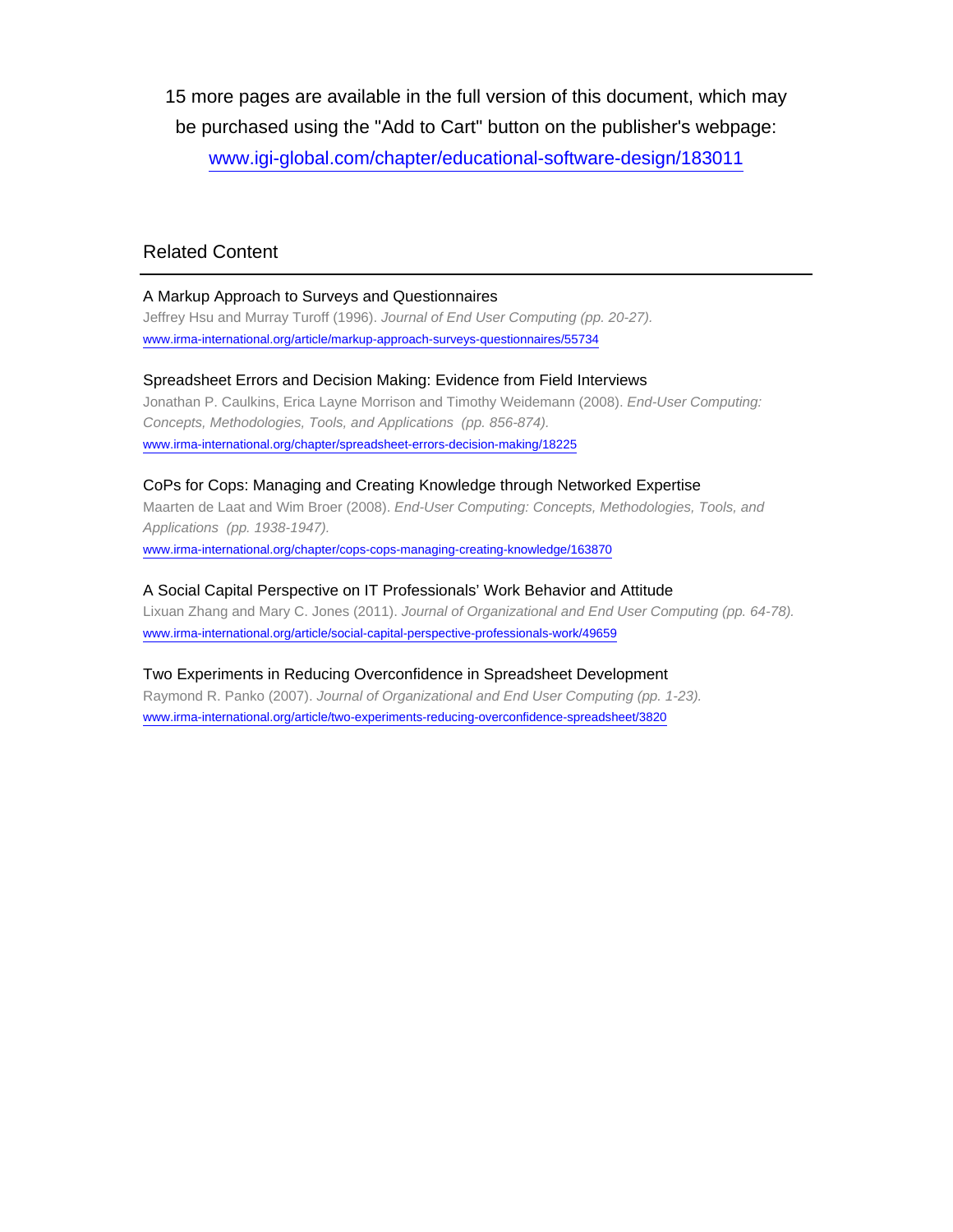15 more pages are available in the full version of this document, which may be purchased using the "Add to Cart" button on the publisher's webpage: www.igi-global.com/chapter/educational-software-design/183011

## Related Content

**A Markup Approach to Surveys and Questionnaires**
Jeffrey Hsu and Murray Turoff (1996). *Journal of End User Computing (pp. 20-27).*
www.irma-international.org/article/markup-approach-surveys-questionnaires/55734

**Spreadsheet Errors and Decision Making: Evidence from Field Interviews**
Jonathan P. Caulkins, Erica Layne Morrison and Timothy Weidemann (2008). *End-User Computing: Concepts, Methodologies, Tools, and Applications (pp. 856-874).*
www.irma-international.org/chapter/spreadsheet-errors-decision-making/18225

**CoPs for Cops: Managing and Creating Knowledge through Networked Expertise**
Maarten de Laat and Wim Broer (2008). *End-User Computing: Concepts, Methodologies, Tools, and Applications (pp. 1938-1947).*
www.irma-international.org/chapter/cops-cops-managing-creating-knowledge/163870

**A Social Capital Perspective on IT Professionals' Work Behavior and Attitude**
Lixuan Zhang and Mary C. Jones (2011). *Journal of Organizational and End User Computing (pp. 64-78).*
www.irma-international.org/article/social-capital-perspective-professionals-work/49659

**Two Experiments in Reducing Overconfidence in Spreadsheet Development**
Raymond R. Panko (2007). *Journal of Organizational and End User Computing (pp. 1-23).*
www.irma-international.org/article/two-experiments-reducing-overconfidence-spreadsheet/3820